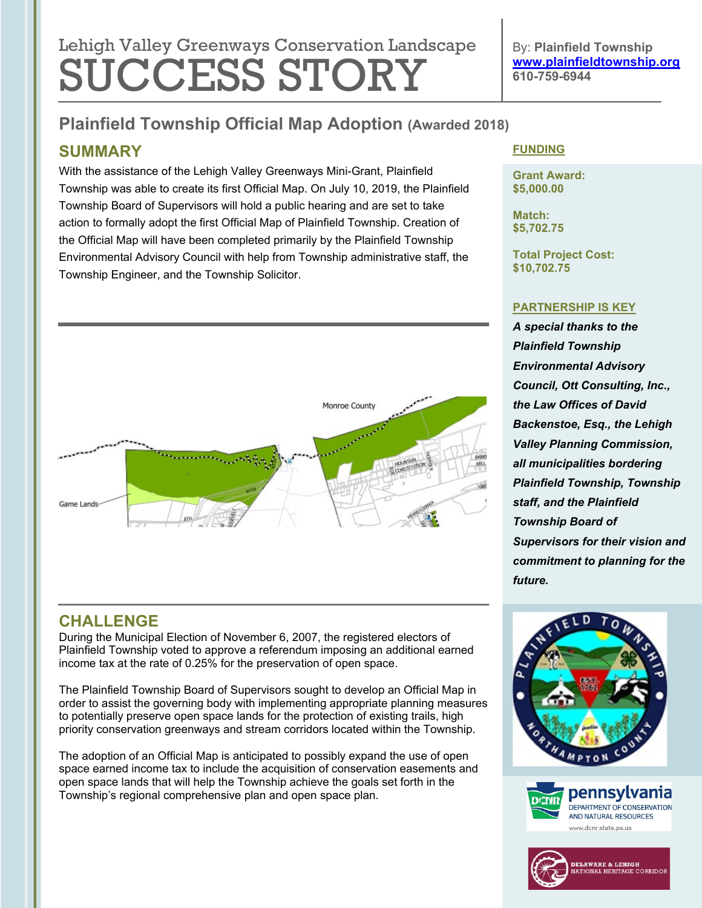Lehigh Valley Greenways Conservation Landscape

# SUCCESS STORY

By: **Plainfield Township**
**www.plainfieldtownship.org**
**610-759-6944**

## Plainfield Township Official Map Adoption (Awarded 2018)

### SUMMARY

With the assistance of the Lehigh Valley Greenways Mini-Grant, Plainfield Township was able to create its first Official Map. On July 10, 2019, the Plainfield Township Board of Supervisors will hold a public hearing and are set to take action to formally adopt the first Official Map of Plainfield Township. Creation of the Official Map will have been completed primarily by the Plainfield Township Environmental Advisory Council with help from Township administrative staff, the Township Engineer, and the Township Solicitor.

### CHALLENGE

During the Municipal Election of November 6, 2007, the registered electors of Plainfield Township voted to approve a referendum imposing an additional earned income tax at the rate of 0.25% for the preservation of open space.

The Plainfield Township Board of Supervisors sought to develop an Official Map in order to assist the governing body with implementing appropriate planning measures to potentially preserve open space lands for the protection of existing trails, high priority conservation greenways and stream corridors located within the Township.

The adoption of an Official Map is anticipated to possibly expand the use of open space earned income tax to include the acquisition of conservation easements and open space lands that will help the Township achieve the goals set forth in the Township's regional comprehensive plan and open space plan.

### FUNDING

**Grant Award:**
**$5,000.00**

**Match:**
**$5,702.75**

**Total Project Cost:**
**$10,702.75**

### PARTNERSHIP IS KEY

***A special thanks to the Plainfield Township Environmental Advisory Council, Ott Consulting, Inc., the Law Offices of David Backenstoe, Esq., the Lehigh Valley Planning Commission, all municipalities bordering Plainfield Township, Township staff, and the Plainfield Township Board of Supervisors for their vision and commitment to planning for the future.***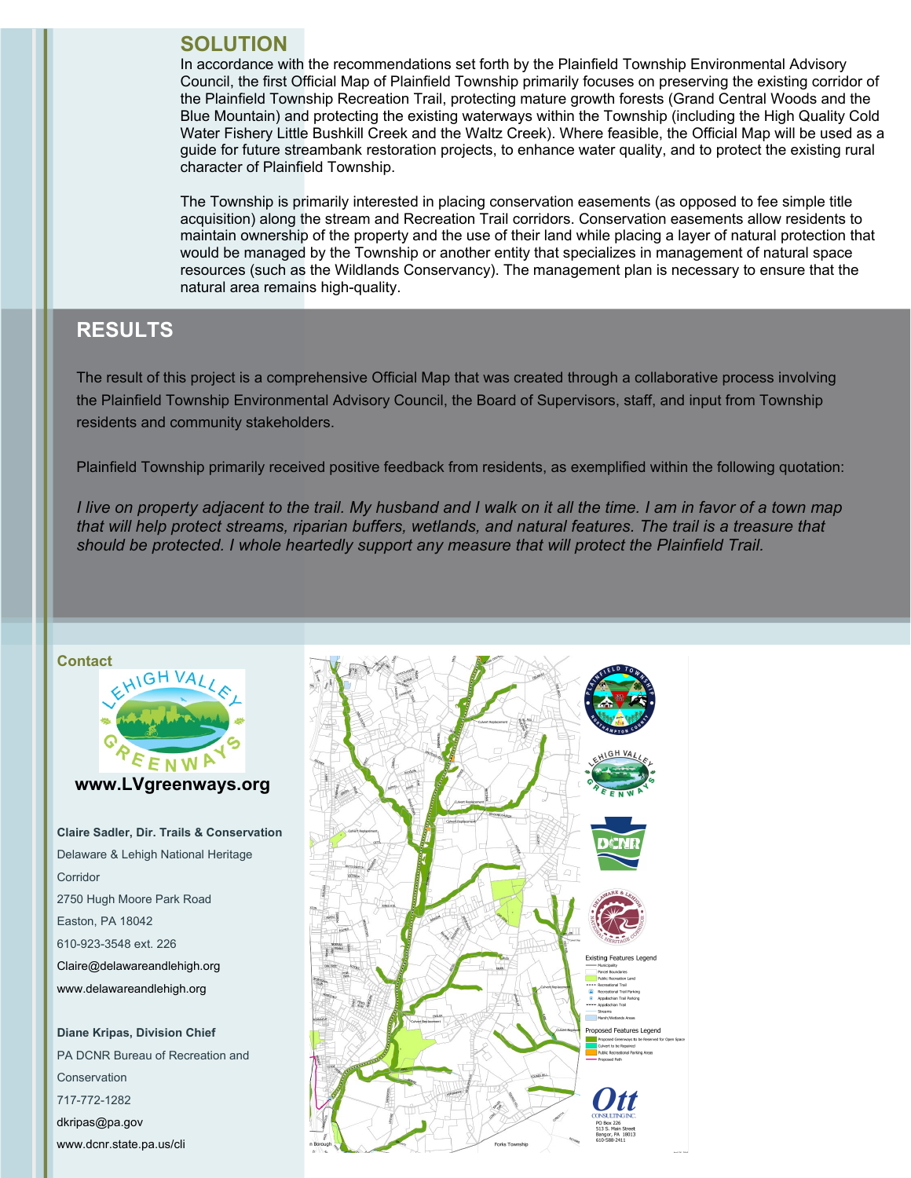## SOLUTION

In accordance with the recommendations set forth by the Plainfield Township Environmental Advisory Council, the first Official Map of Plainfield Township primarily focuses on preserving the existing corridor of the Plainfield Township Recreation Trail, protecting mature growth forests (Grand Central Woods and the Blue Mountain) and protecting the existing waterways within the Township (including the High Quality Cold Water Fishery Little Bushkill Creek and the Waltz Creek). Where feasible, the Official Map will be used as a guide for future streambank restoration projects, to enhance water quality, and to protect the existing rural character of Plainfield Township.

The Township is primarily interested in placing conservation easements (as opposed to fee simple title acquisition) along the stream and Recreation Trail corridors. Conservation easements allow residents to maintain ownership of the property and the use of their land while placing a layer of natural protection that would be managed by the Township or another entity that specializes in management of natural space resources (such as the Wildlands Conservancy). The management plan is necessary to ensure that the natural area remains high-quality.

## RESULTS

The result of this project is a comprehensive Official Map that was created through a collaborative process involving the Plainfield Township Environmental Advisory Council, the Board of Supervisors, staff, and input from Township residents and community stakeholders.

Plainfield Township primarily received positive feedback from residents, as exemplified within the following quotation:

*I live on property adjacent to the trail. My husband and I walk on it all the time. I am in favor of a town map that will help protect streams, riparian buffers, wetlands, and natural features. The trail is a treasure that should be protected. I whole heartedly support any measure that will protect the Plainfield Trail.*

### Contact

**www.LVgreenways.org**

**Claire Sadler, Dir. Trails & Conservation**
Delaware & Lehigh National Heritage Corridor
2750 Hugh Moore Park Road
Easton, PA 18042
610-923-3548 ext. 226
Claire@delawareandlehigh.org
www.delawareandlehigh.org

**Diane Kripas, Division Chief**
PA DCNR Bureau of Recreation and Conservation
717-772-1282
dkripas@pa.gov
www.dcnr.state.pa.us/cli